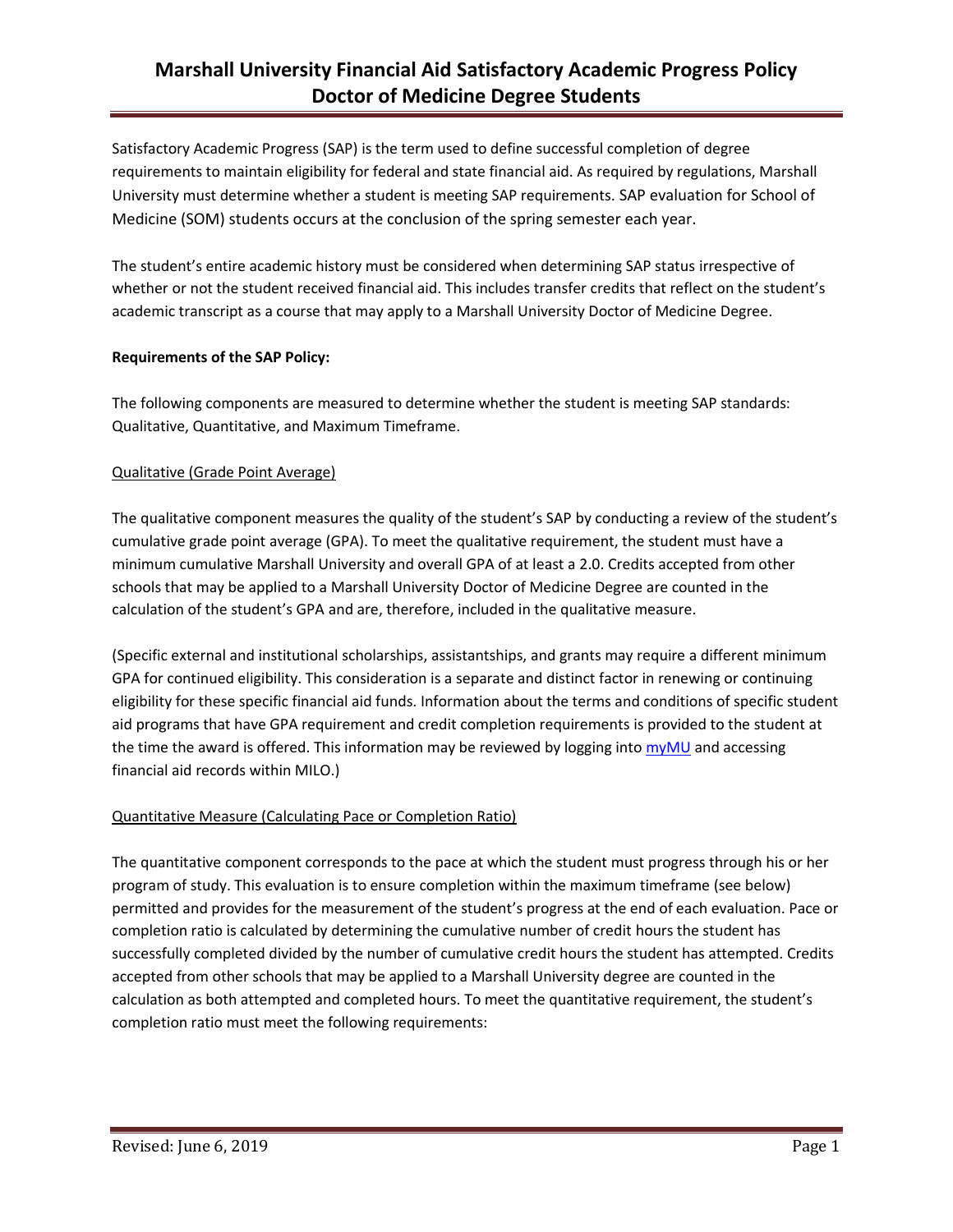# Marshall University Financial Aid Satisfactory Academic Progress Policy Doctor of Medicine Degree Students

Satisfactory Academic Progress (SAP) is the term used to define successful completion of degree requirements to maintain eligibility for federal and state financial aid. As required by regulations, Marshall University must determine whether a student is meeting SAP requirements. SAP evaluation for School of Medicine (SOM) students occurs at the conclusion of the spring semester each year.

The student's entire academic history must be considered when determining SAP status irrespective of whether or not the student received financial aid. This includes transfer credits that reflect on the student's academic transcript as a course that may apply to a Marshall University Doctor of Medicine Degree.

**Requirements of the SAP Policy:**

The following components are measured to determine whether the student is meeting SAP standards: Qualitative, Quantitative, and Maximum Timeframe.

<u>Qualitative (Grade Point Average)</u>

The qualitative component measures the quality of the student's SAP by conducting a review of the student's cumulative grade point average (GPA). To meet the qualitative requirement, the student must have a minimum cumulative Marshall University and overall GPA of at least a 2.0. Credits accepted from other schools that may be applied to a Marshall University Doctor of Medicine Degree are counted in the calculation of the student's GPA and are, therefore, included in the qualitative measure.

(Specific external and institutional scholarships, assistantships, and grants may require a different minimum GPA for continued eligibility. This consideration is a separate and distinct factor in renewing or continuing eligibility for these specific financial aid funds. Information about the terms and conditions of specific student aid programs that have GPA requirement and credit completion requirements is provided to the student at the time the award is offered. This information may be reviewed by logging into myMU and accessing financial aid records within MILO.)

<u>Quantitative Measure (Calculating Pace or Completion Ratio)</u>

The quantitative component corresponds to the pace at which the student must progress through his or her program of study. This evaluation is to ensure completion within the maximum timeframe (see below) permitted and provides for the measurement of the student's progress at the end of each evaluation. Pace or completion ratio is calculated by determining the cumulative number of credit hours the student has successfully completed divided by the number of cumulative credit hours the student has attempted. Credits accepted from other schools that may be applied to a Marshall University degree are counted in the calculation as both attempted and completed hours. To meet the quantitative requirement, the student's completion ratio must meet the following requirements: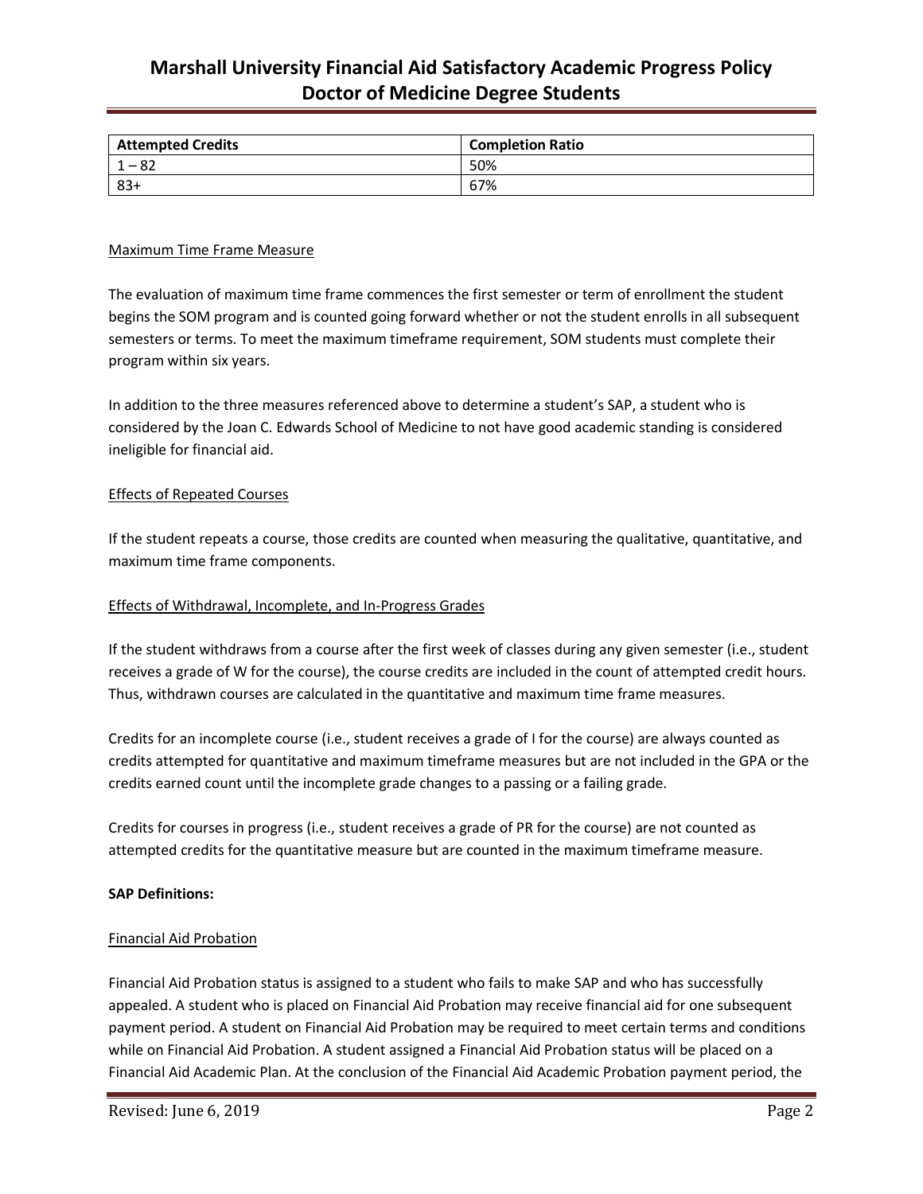| Attempted Credits | Completion Ratio |
| --- | --- |
| 1 – 82 | 50% |
| 83+ | 67% |

Maximum Time Frame Measure

The evaluation of maximum time frame commences the first semester or term of enrollment the student begins the SOM program and is counted going forward whether or not the student enrolls in all subsequent semesters or terms. To meet the maximum timeframe requirement, SOM students must complete their program within six years.

In addition to the three measures referenced above to determine a student's SAP, a student who is considered by the Joan C. Edwards School of Medicine to not have good academic standing is considered ineligible for financial aid.

Effects of Repeated Courses

If the student repeats a course, those credits are counted when measuring the qualitative, quantitative, and maximum time frame components.

Effects of Withdrawal, Incomplete, and In-Progress Grades

If the student withdraws from a course after the first week of classes during any given semester (i.e., student receives a grade of W for the course), the course credits are included in the count of attempted credit hours. Thus, withdrawn courses are calculated in the quantitative and maximum time frame measures.

Credits for an incomplete course (i.e., student receives a grade of I for the course) are always counted as credits attempted for quantitative and maximum timeframe measures but are not included in the GPA or the credits earned count until the incomplete grade changes to a passing or a failing grade.

Credits for courses in progress (i.e., student receives a grade of PR for the course) are not counted as attempted credits for the quantitative measure but are counted in the maximum timeframe measure.

**SAP Definitions:**

Financial Aid Probation

Financial Aid Probation status is assigned to a student who fails to make SAP and who has successfully appealed. A student who is placed on Financial Aid Probation may receive financial aid for one subsequent payment period. A student on Financial Aid Probation may be required to meet certain terms and conditions while on Financial Aid Probation. A student assigned a Financial Aid Probation status will be placed on a Financial Aid Academic Plan. At the conclusion of the Financial Aid Academic Probation payment period, the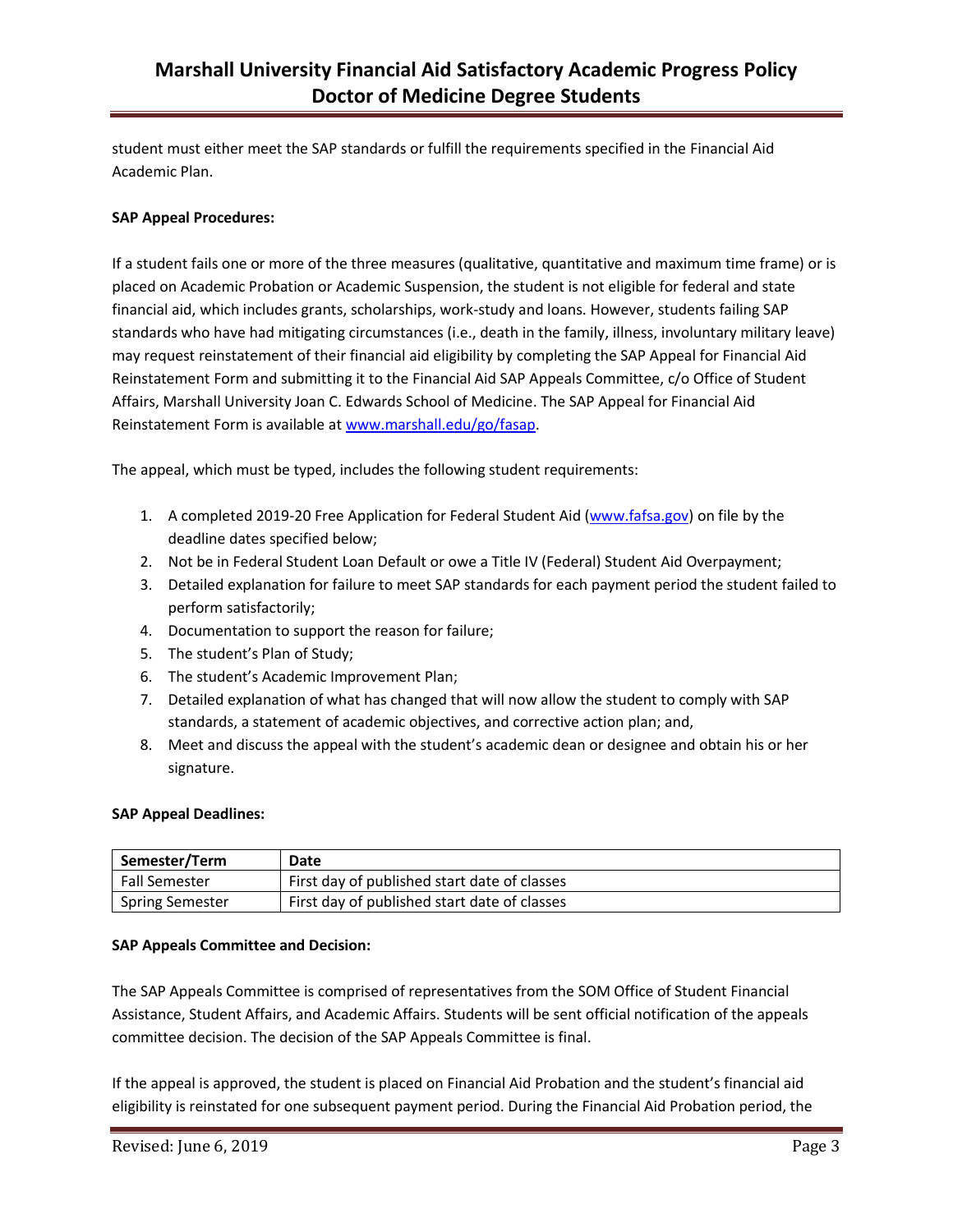student must either meet the SAP standards or fulfill the requirements specified in the Financial Aid Academic Plan.

**SAP Appeal Procedures:**

If a student fails one or more of the three measures (qualitative, quantitative and maximum time frame) or is placed on Academic Probation or Academic Suspension, the student is not eligible for federal and state financial aid, which includes grants, scholarships, work-study and loans. However, students failing SAP standards who have had mitigating circumstances (i.e., death in the family, illness, involuntary military leave) may request reinstatement of their financial aid eligibility by completing the SAP Appeal for Financial Aid Reinstatement Form and submitting it to the Financial Aid SAP Appeals Committee, c/o Office of Student Affairs, Marshall University Joan C. Edwards School of Medicine. The SAP Appeal for Financial Aid Reinstatement Form is available at [www.marshall.edu/go/fasap](www.marshall.edu/go/fasap).

The appeal, which must be typed, includes the following student requirements:

1. A completed 2019-20 Free Application for Federal Student Aid ([www.fafsa.gov](www.fafsa.gov)) on file by the deadline dates specified below;
2. Not be in Federal Student Loan Default or owe a Title IV (Federal) Student Aid Overpayment;
3. Detailed explanation for failure to meet SAP standards for each payment period the student failed to perform satisfactorily;
4. Documentation to support the reason for failure;
5. The student's Plan of Study;
6. The student's Academic Improvement Plan;
7. Detailed explanation of what has changed that will now allow the student to comply with SAP standards, a statement of academic objectives, and corrective action plan; and,
8. Meet and discuss the appeal with the student's academic dean or designee and obtain his or her signature.

**SAP Appeal Deadlines:**

| Semester/Term | Date |
|---|---|
| Fall Semester | First day of published start date of classes |
| Spring Semester | First day of published start date of classes |

**SAP Appeals Committee and Decision:**

The SAP Appeals Committee is comprised of representatives from the SOM Office of Student Financial Assistance, Student Affairs, and Academic Affairs. Students will be sent official notification of the appeals committee decision. The decision of the SAP Appeals Committee is final.

If the appeal is approved, the student is placed on Financial Aid Probation and the student's financial aid eligibility is reinstated for one subsequent payment period. During the Financial Aid Probation period, the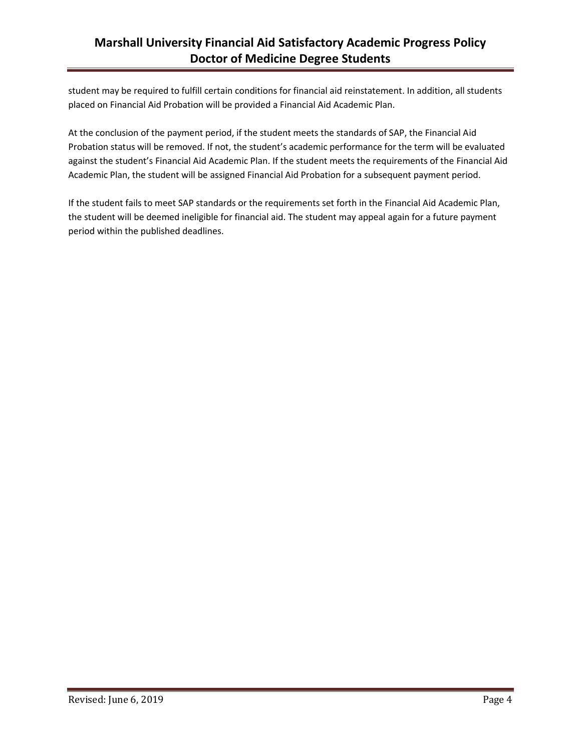student may be required to fulfill certain conditions for financial aid reinstatement. In addition, all students placed on Financial Aid Probation will be provided a Financial Aid Academic Plan.

At the conclusion of the payment period, if the student meets the standards of SAP, the Financial Aid Probation status will be removed. If not, the student's academic performance for the term will be evaluated against the student's Financial Aid Academic Plan. If the student meets the requirements of the Financial Aid Academic Plan, the student will be assigned Financial Aid Probation for a subsequent payment period.

If the student fails to meet SAP standards or the requirements set forth in the Financial Aid Academic Plan, the student will be deemed ineligible for financial aid. The student may appeal again for a future payment period within the published deadlines.